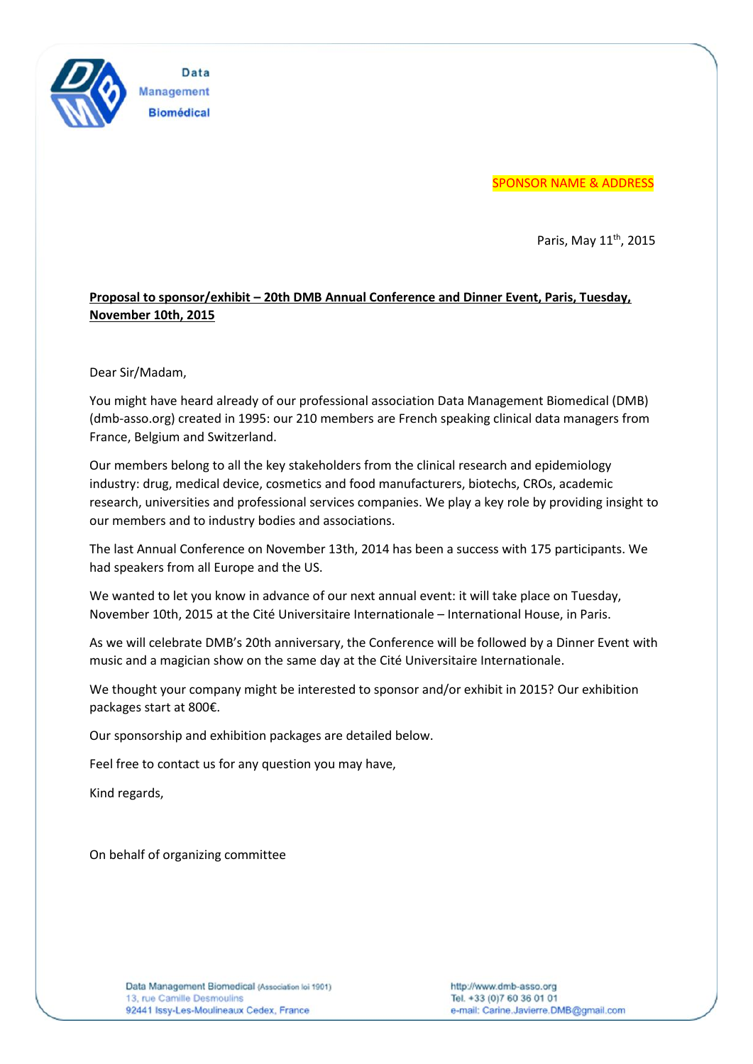Data Management Biomédical

SPONSOR NAME & ADDRESS

Paris, May 11th, 2015

**Proposal to sponsor/exhibit – 20th DMB Annual Conference and Dinner Event, Paris, Tuesday, November 10th, 2015**

Dear Sir/Madam,

You might have heard already of our professional association Data Management Biomedical (DMB) (dmb-asso.org) created in 1995: our 210 members are French speaking clinical data managers from France, Belgium and Switzerland.

Our members belong to all the key stakeholders from the clinical research and epidemiology industry: drug, medical device, cosmetics and food manufacturers, biotechs, CROs, academic research, universities and professional services companies. We play a key role by providing insight to our members and to industry bodies and associations.

The last Annual Conference on November 13th, 2014 has been a success with 175 participants. We had speakers from all Europe and the US.

We wanted to let you know in advance of our next annual event: it will take place on Tuesday, November 10th, 2015 at the Cité Universitaire Internationale – International House, in Paris.

As we will celebrate DMB's 20th anniversary, the Conference will be followed by a Dinner Event with music and a magician show on the same day at the Cité Universitaire Internationale.

We thought your company might be interested to sponsor and/or exhibit in 2015? Our exhibition packages start at 800€.

Our sponsorship and exhibition packages are detailed below.

Feel free to contact us for any question you may have,

Kind regards,

On behalf of organizing committee

Data Management Biomedical (Association loi 1901)
13, rue Camille Desmoulins
92441 Issy-Les-Moulineaux Cedex, France

http://www.dmb-asso.org
Tel. +33 (0)7 60 36 01 01
e-mail: Carine.Javierre.DMB@gmail.com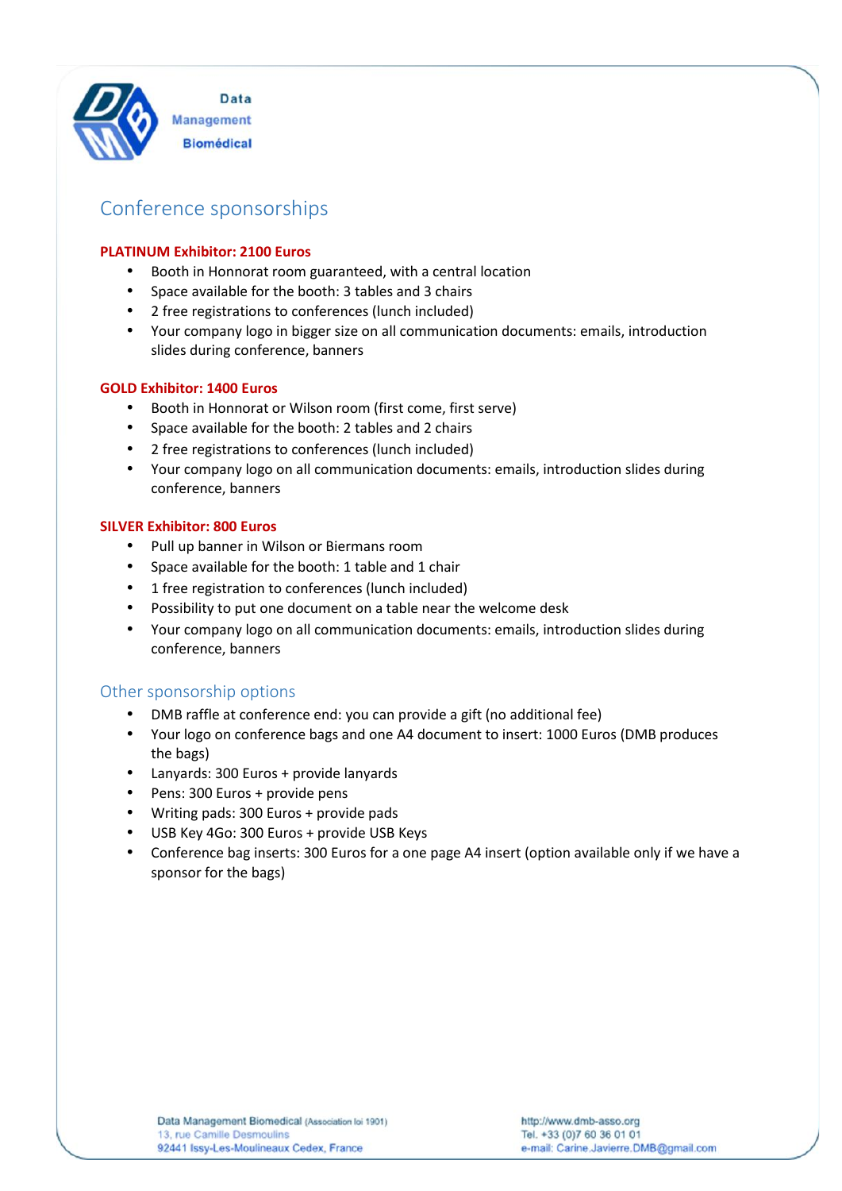Data
Management
Biomédical

## Conference sponsorships

**PLATINUM Exhibitor: 2100 Euros**

- Booth in Honnorat room guaranteed, with a central location
- Space available for the booth: 3 tables and 3 chairs
- 2 free registrations to conferences (lunch included)
- Your company logo in bigger size on all communication documents: emails, introduction slides during conference, banners

**GOLD Exhibitor: 1400 Euros**

- Booth in Honnorat or Wilson room (first come, first serve)
- Space available for the booth: 2 tables and 2 chairs
- 2 free registrations to conferences (lunch included)
- Your company logo on all communication documents: emails, introduction slides during conference, banners

**SILVER Exhibitor: 800 Euros**

- Pull up banner in Wilson or Biermans room
- Space available for the booth: 1 table and 1 chair
- 1 free registration to conferences (lunch included)
- Possibility to put one document on a table near the welcome desk
- Your company logo on all communication documents: emails, introduction slides during conference, banners

## Other sponsorship options

- DMB raffle at conference end: you can provide a gift (no additional fee)
- Your logo on conference bags and one A4 document to insert: 1000 Euros (DMB produces the bags)
- Lanyards: 300 Euros + provide lanyards
- Pens: 300 Euros + provide pens
- Writing pads: 300 Euros + provide pads
- USB Key 4Go: 300 Euros + provide USB Keys
- Conference bag inserts: 300 Euros for a one page A4 insert (option available only if we have a sponsor for the bags)

Data Management Biomedical (Association loi 1901)
13, rue Camille Desmoulins
92441 Issy-Les-Moulineaux Cedex, France

http://www.dmb-asso.org
Tel. +33 (0)7 60 36 01 01
e-mail: Carine.Javierre.DMB@gmail.com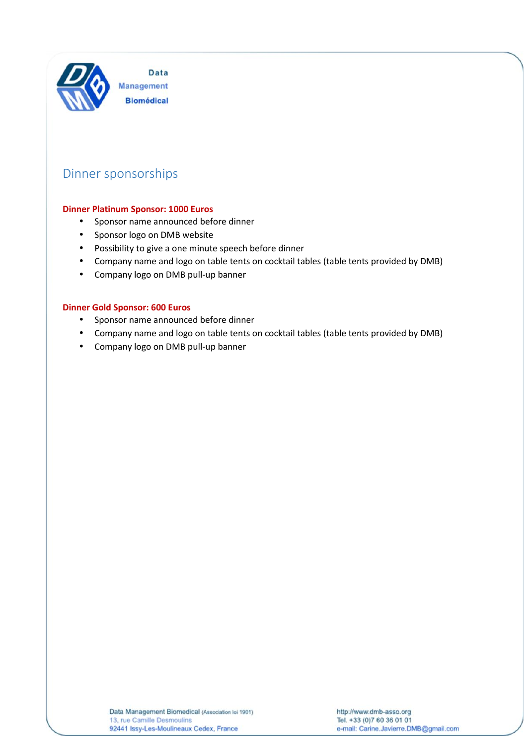Data

Management

Biomédical

## Dinner sponsorships

**Dinner Platinum Sponsor: 1000 Euros**

- Sponsor name announced before dinner
- Sponsor logo on DMB website
- Possibility to give a one minute speech before dinner
- Company name and logo on table tents on cocktail tables (table tents provided by DMB)
- Company logo on DMB pull-up banner

**Dinner Gold Sponsor: 600 Euros**

- Sponsor name announced before dinner
- Company name and logo on table tents on cocktail tables (table tents provided by DMB)
- Company logo on DMB pull-up banner

Data Management Biomedical (Association loi 1901)
13, rue Camille Desmoulins
92441 Issy-Les-Moulineaux Cedex, France

http://www.dmb-asso.org
Tel. +33 (0)7 60 36 01 01
e-mail: Carine.Javierre.DMB@gmail.com